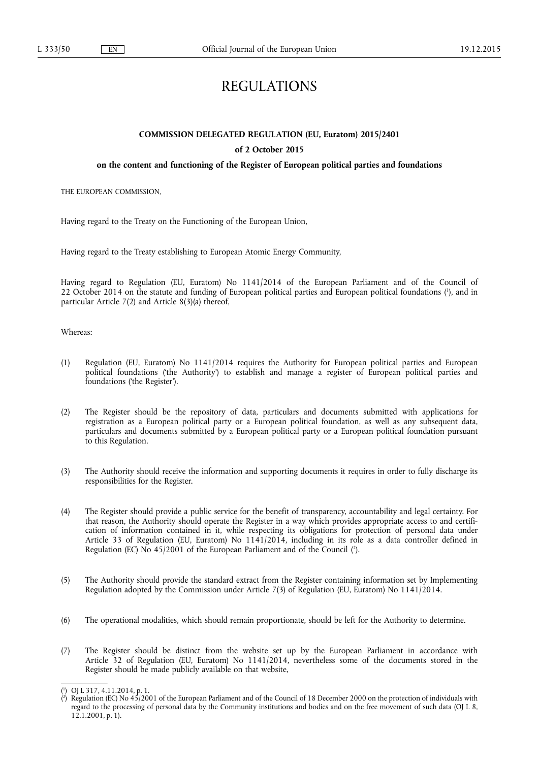# REGULATIONS

**COMMISSION DELEGATED REGULATION (EU, Euratom) 2015/2401**

**of 2 October 2015**

**on the content and functioning of the Register of European political parties and foundations**

THE EUROPEAN COMMISSION,

Having regard to the Treaty on the Functioning of the European Union,

Having regard to the Treaty establishing to European Atomic Energy Community,

Having regard to Regulation (EU, Euratom) No 1141/2014 of the European Parliament and of the Council of 22 October 2014 on the statute and funding of European political parties and European political foundations [1], and in particular Article 7(2) and Article 8(3)(a) thereof,

Whereas:

(1) Regulation (EU, Euratom) No 1141/2014 requires the Authority for European political parties and European political foundations ('the Authority') to establish and manage a register of European political parties and foundations ('the Register').

(2) The Register should be the repository of data, particulars and documents submitted with applications for registration as a European political party or a European political foundation, as well as any subsequent data, particulars and documents submitted by a European political party or a European political foundation pursuant to this Regulation.

(3) The Authority should receive the information and supporting documents it requires in order to fully discharge its responsibilities for the Register.

(4) The Register should provide a public service for the benefit of transparency, accountability and legal certainty. For that reason, the Authority should operate the Register in a way which provides appropriate access to and certification of information contained in it, while respecting its obligations for protection of personal data under Article 33 of Regulation (EU, Euratom) No 1141/2014, including in its role as a data controller defined in Regulation (EC) No 45/2001 of the European Parliament and of the Council [2].

(5) The Authority should provide the standard extract from the Register containing information set by Implementing Regulation adopted by the Commission under Article 7(3) of Regulation (EU, Euratom) No 1141/2014.

(6) The operational modalities, which should remain proportionate, should be left for the Authority to determine.

(7) The Register should be distinct from the website set up by the European Parliament in accordance with Article 32 of Regulation (EU, Euratom) No 1141/2014, nevertheless some of the documents stored in the Register should be made publicly available on that website,

---

[1] OJ L 317, 4.11.2014, p. 1.

[2] Regulation (EC) No 45/2001 of the European Parliament and of the Council of 18 December 2000 on the protection of individuals with regard to the processing of personal data by the Community institutions and bodies and on the free movement of such data (OJ L 8, 12.1.2001, p. 1).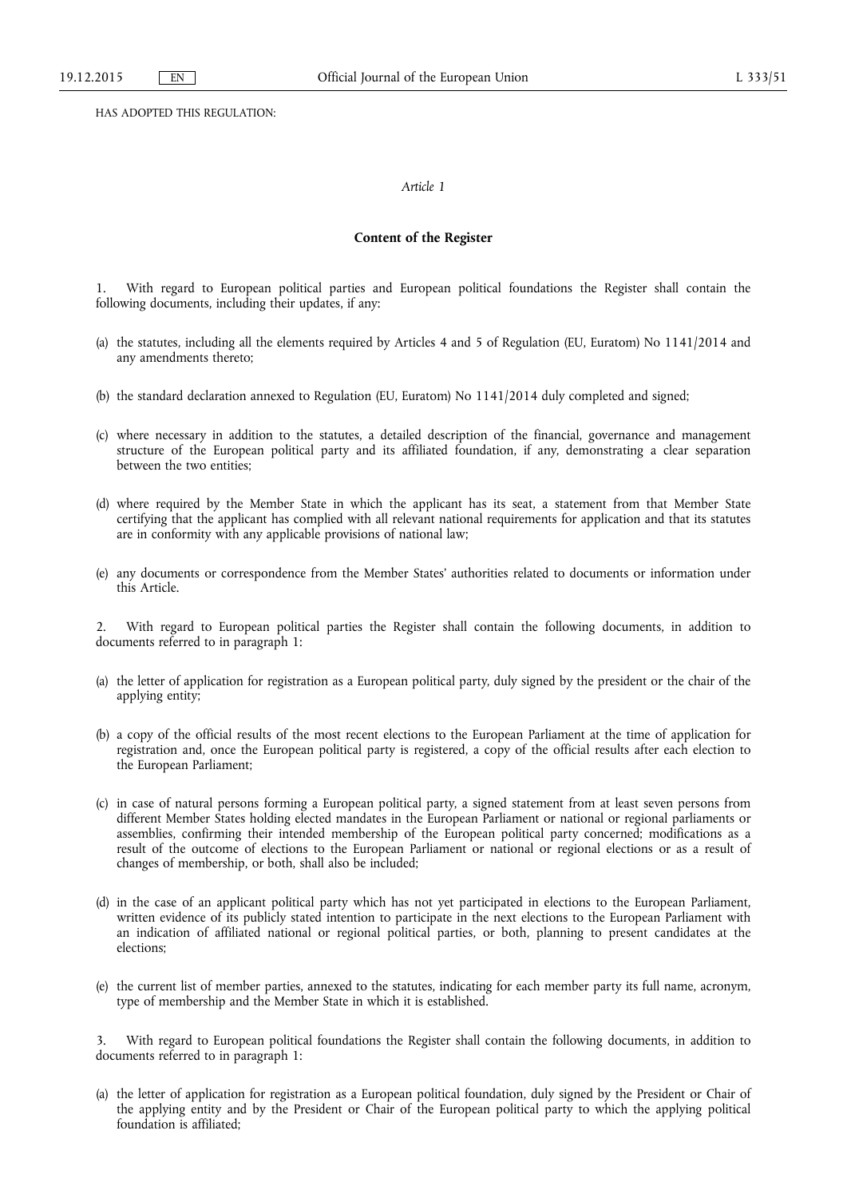HAS ADOPTED THIS REGULATION:

*Article 1*

**Content of the Register**

1. With regard to European political parties and European political foundations the Register shall contain the following documents, including their updates, if any:

(a) the statutes, including all the elements required by Articles 4 and 5 of Regulation (EU, Euratom) No 1141/2014 and any amendments thereto;

(b) the standard declaration annexed to Regulation (EU, Euratom) No 1141/2014 duly completed and signed;

(c) where necessary in addition to the statutes, a detailed description of the financial, governance and management structure of the European political party and its affiliated foundation, if any, demonstrating a clear separation between the two entities;

(d) where required by the Member State in which the applicant has its seat, a statement from that Member State certifying that the applicant has complied with all relevant national requirements for application and that its statutes are in conformity with any applicable provisions of national law;

(e) any documents or correspondence from the Member States' authorities related to documents or information under this Article.

2. With regard to European political parties the Register shall contain the following documents, in addition to documents referred to in paragraph 1:

(a) the letter of application for registration as a European political party, duly signed by the president or the chair of the applying entity;

(b) a copy of the official results of the most recent elections to the European Parliament at the time of application for registration and, once the European political party is registered, a copy of the official results after each election to the European Parliament;

(c) in case of natural persons forming a European political party, a signed statement from at least seven persons from different Member States holding elected mandates in the European Parliament or national or regional parliaments or assemblies, confirming their intended membership of the European political party concerned; modifications as a result of the outcome of elections to the European Parliament or national or regional elections or as a result of changes of membership, or both, shall also be included;

(d) in the case of an applicant political party which has not yet participated in elections to the European Parliament, written evidence of its publicly stated intention to participate in the next elections to the European Parliament with an indication of affiliated national or regional political parties, or both, planning to present candidates at the elections;

(e) the current list of member parties, annexed to the statutes, indicating for each member party its full name, acronym, type of membership and the Member State in which it is established.

3. With regard to European political foundations the Register shall contain the following documents, in addition to documents referred to in paragraph 1:

(a) the letter of application for registration as a European political foundation, duly signed by the President or Chair of the applying entity and by the President or Chair of the European political party to which the applying political foundation is affiliated;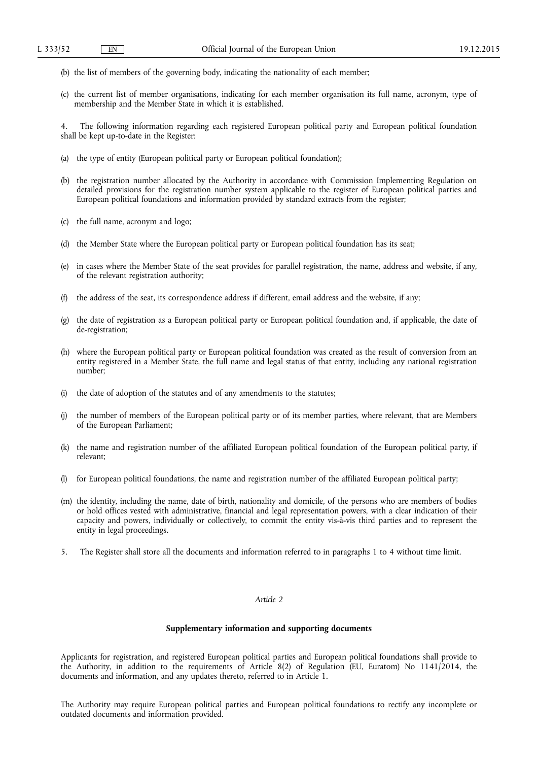(b) the list of members of the governing body, indicating the nationality of each member;

(c) the current list of member organisations, indicating for each member organisation its full name, acronym, type of membership and the Member State in which it is established.

4. The following information regarding each registered European political party and European political foundation shall be kept up-to-date in the Register:

(a) the type of entity (European political party or European political foundation);

(b) the registration number allocated by the Authority in accordance with Commission Implementing Regulation on detailed provisions for the registration number system applicable to the register of European political parties and European political foundations and information provided by standard extracts from the register;

(c) the full name, acronym and logo;

(d) the Member State where the European political party or European political foundation has its seat;

(e) in cases where the Member State of the seat provides for parallel registration, the name, address and website, if any, of the relevant registration authority;

(f) the address of the seat, its correspondence address if different, email address and the website, if any;

(g) the date of registration as a European political party or European political foundation and, if applicable, the date of de-registration;

(h) where the European political party or European political foundation was created as the result of conversion from an entity registered in a Member State, the full name and legal status of that entity, including any national registration number;

(i) the date of adoption of the statutes and of any amendments to the statutes;

(j) the number of members of the European political party or of its member parties, where relevant, that are Members of the European Parliament;

(k) the name and registration number of the affiliated European political foundation of the European political party, if relevant;

(l) for European political foundations, the name and registration number of the affiliated European political party;

(m) the identity, including the name, date of birth, nationality and domicile, of the persons who are members of bodies or hold offices vested with administrative, financial and legal representation powers, with a clear indication of their capacity and powers, individually or collectively, to commit the entity vis-à-vis third parties and to represent the entity in legal proceedings.

5. The Register shall store all the documents and information referred to in paragraphs 1 to 4 without time limit.

*Article 2*

**Supplementary information and supporting documents**

Applicants for registration, and registered European political parties and European political foundations shall provide to the Authority, in addition to the requirements of Article 8(2) of Regulation (EU, Euratom) No 1141/2014, the documents and information, and any updates thereto, referred to in Article 1.

The Authority may require European political parties and European political foundations to rectify any incomplete or outdated documents and information provided.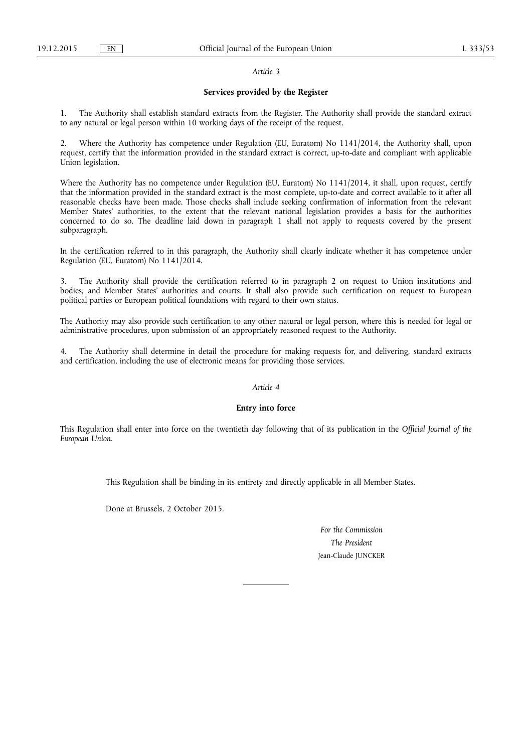*Article 3*

**Services provided by the Register**

1. The Authority shall establish standard extracts from the Register. The Authority shall provide the standard extract to any natural or legal person within 10 working days of the receipt of the request.

2. Where the Authority has competence under Regulation (EU, Euratom) No 1141/2014, the Authority shall, upon request, certify that the information provided in the standard extract is correct, up-to-date and compliant with applicable Union legislation.

Where the Authority has no competence under Regulation (EU, Euratom) No 1141/2014, it shall, upon request, certify that the information provided in the standard extract is the most complete, up-to-date and correct available to it after all reasonable checks have been made. Those checks shall include seeking confirmation of information from the relevant Member States' authorities, to the extent that the relevant national legislation provides a basis for the authorities concerned to do so. The deadline laid down in paragraph 1 shall not apply to requests covered by the present subparagraph.

In the certification referred to in this paragraph, the Authority shall clearly indicate whether it has competence under Regulation (EU, Euratom) No 1141/2014.

3. The Authority shall provide the certification referred to in paragraph 2 on request to Union institutions and bodies, and Member States' authorities and courts. It shall also provide such certification on request to European political parties or European political foundations with regard to their own status.

The Authority may also provide such certification to any other natural or legal person, where this is needed for legal or administrative procedures, upon submission of an appropriately reasoned request to the Authority.

4. The Authority shall determine in detail the procedure for making requests for, and delivering, standard extracts and certification, including the use of electronic means for providing those services.

*Article 4*

**Entry into force**

This Regulation shall enter into force on the twentieth day following that of its publication in the *Official Journal of the European Union*.

This Regulation shall be binding in its entirety and directly applicable in all Member States.

Done at Brussels, 2 October 2015.

*For the Commission*

*The President*

Jean-Claude JUNCKER